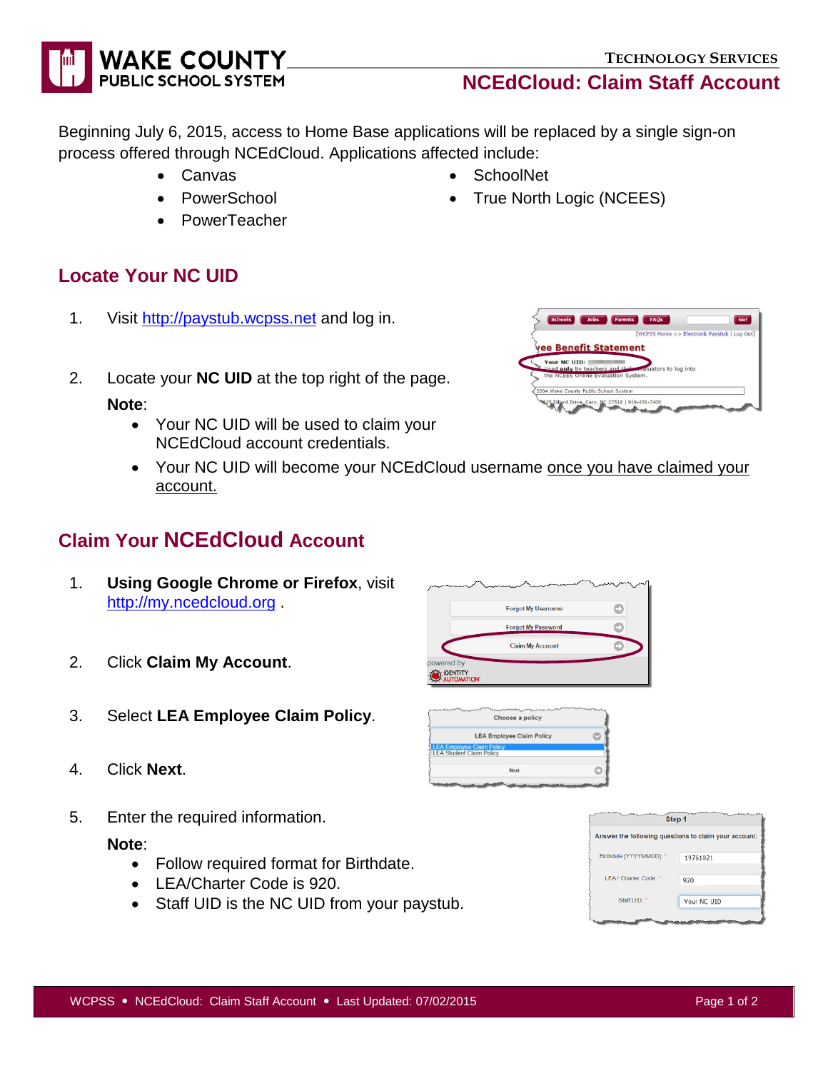# NCEdCloud: Claim Staff Account

Beginning July 6, 2015, access to Home Base applications will be replaced by a single sign-on process offered through NCEdCloud. Applications affected include:

- Canvas
- PowerSchool
- PowerTeacher
- SchoolNet
- True North Logic (NCEES)

## Locate Your NC UID

1. Visit http://paystub.wcpss.net and log in.
2. Locate your **NC UID** at the top right of the page.

   **Note**:
   - Your NC UID will be used to claim your NCEdCloud account credentials.
   - Your NC UID will become your NCEdCloud username once you have claimed your account.

## Claim Your NCEdCloud Account

1. **Using Google Chrome or Firefox**, visit http://my.ncedcloud.org .
2. Click **Claim My Account**.
3. Select **LEA Employee Claim Policy**.
4. Click **Next**.
5. Enter the required information.

   **Note**:
   - Follow required format for Birthdate.
   - LEA/Charter Code is 920.
   - Staff UID is the NC UID from your paystub.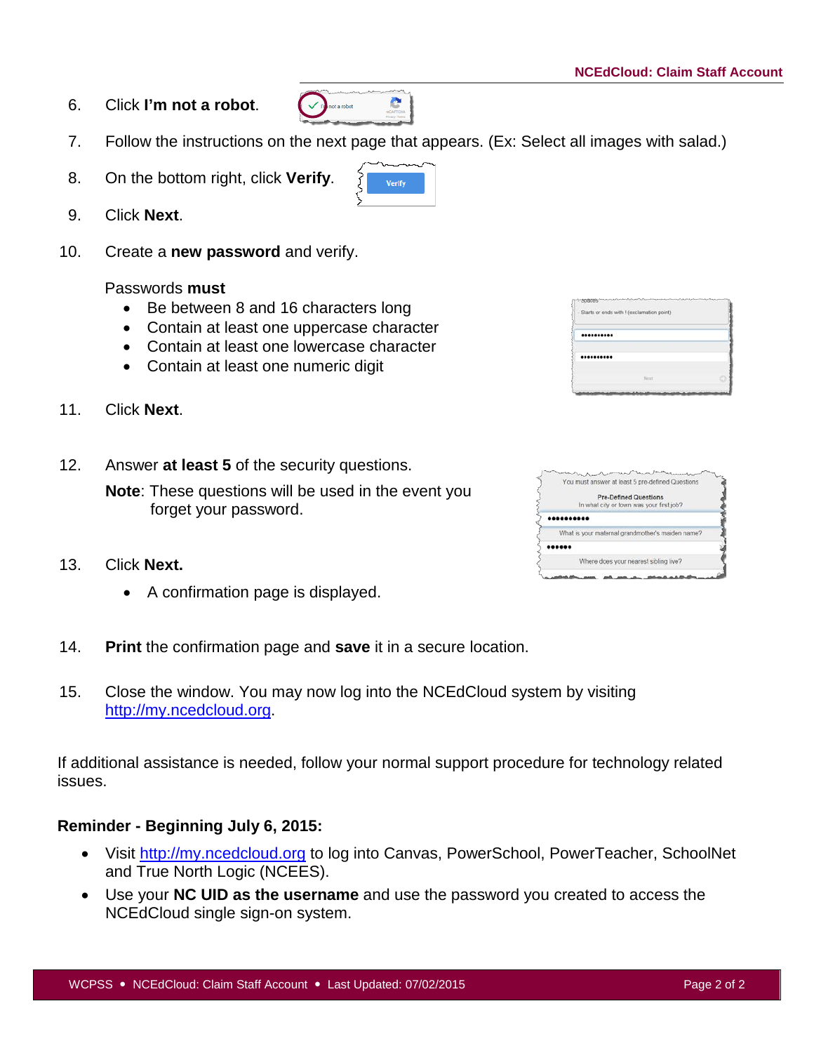6. Click **I'm not a robot**.

7. Follow the instructions on the next page that appears. (Ex: Select all images with salad.)

8. On the bottom right, click **Verify**.

9. Click **Next**.

10. Create a **new password** and verify.

    Passwords **must**
    - Be between 8 and 16 characters long
    - Contain at least one uppercase character
    - Contain at least one lowercase character
    - Contain at least one numeric digit

11. Click **Next**.

12. Answer **at least 5** of the security questions.

    **Note**: These questions will be used in the event you forget your password.

13. Click **Next.**
    - A confirmation page is displayed.

14. **Print** the confirmation page and **save** it in a secure location.

15. Close the window. You may now log into the NCEdCloud system by visiting http://my.ncedcloud.org.

If additional assistance is needed, follow your normal support procedure for technology related issues.

**Reminder - Beginning July 6, 2015:**

- Visit http://my.ncedcloud.org to log into Canvas, PowerSchool, PowerTeacher, SchoolNet and True North Logic (NCEES).
- Use your **NC UID as the username** and use the password you created to access the NCEdCloud single sign-on system.